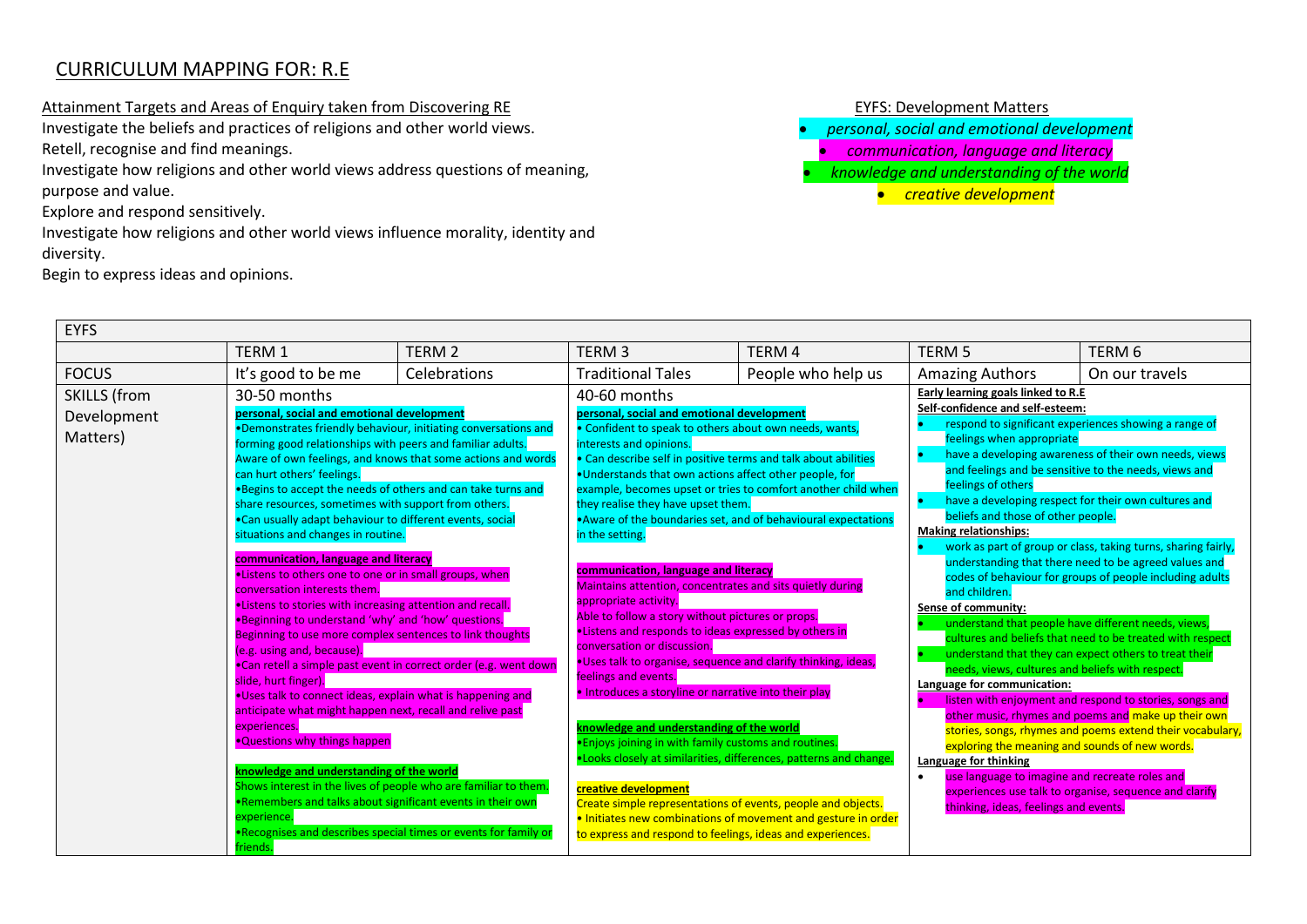# CURRICULUM MAPPING FOR: R.E

Attainment Targets and Areas of Enquiry taken from Discovering RE

Investigate the beliefs and practices of religions and other world views.
Retell, recognise and find meanings.
Investigate how religions and other world views address questions of meaning, purpose and value.
Explore and respond sensitively.
Investigate how religions and other world views influence morality, identity and diversity.
Begin to express ideas and opinions.

EYFS: Development Matters

- *personal, social and emotional development*
- *communication, language and literacy*
- *knowledge and understanding of the world*
- *creative development*

| EYFS | | | | | | |
|---|---|---|---|---|---|---|
| | TERM 1 | TERM 2 | TERM 3 | TERM 4 | TERM 5 | TERM 6 |
| FOCUS | It's good to be me | Celebrations | Traditional Tales | People who help us | Amazing Authors | On our travels |
| SKILLS (from Development Matters) | 30-50 months<br><br>**personal, social and emotional development**<br>•Demonstrates friendly behaviour, initiating conversations and forming good relationships with peers and familiar adults. Aware of own feelings, and knows that some actions and words can hurt others' feelings.<br>•Begins to accept the needs of others and can take turns and share resources, sometimes with support from others.<br>•Can usually adapt behaviour to different events, social situations and changes in routine.<br><br>**communication, language and literacy**<br>•Listens to others one to one or in small groups, when conversation interests them.<br>•Listens to stories with increasing attention and recall.<br>•Beginning to understand 'why' and 'how' questions Beginning to use more complex sentences to link thoughts (e.g. using and, because).<br>•Can retell a simple past event in correct order (e.g. went down slide, hurt finger).<br>•Uses talk to connect ideas, explain what is happening and anticipate what might happen next, recall and relive past experiences.<br>•Questions why things happen<br><br>**knowledge and understanding of the world**<br>Shows interest in the lives of people who are familiar to them.<br>•Remembers and talks about significant events in their own experience.<br>•Recognises and describes special times or events for family or friends. | | 40-60 months<br><br>**personal, social and emotional development**<br>• Confident to speak to others about own needs, wants, interests and opinions.<br>• Can describe self in positive terms and talk about abilities<br>•Understands that own actions affect other people, for example, becomes upset or tries to comfort another child when they realise they have upset them.<br>•Aware of the boundaries set, and of behavioural expectations in the setting.<br><br>**communication, language and literacy**<br>Maintains attention, concentrates and sits quietly during appropriate activity.<br>Able to follow a story without pictures or props.<br>•Listens and responds to ideas expressed by others in conversation or discussion.<br>•Uses talk to organise, sequence and clarify thinking, ideas, feelings and events.<br>• Introduces a storyline or narrative into their play<br><br>**knowledge and understanding of the world**<br>•Enjoys joining in with family customs and routines.<br>•Looks closely at similarities, differences, patterns and change.<br><br>**creative development**<br>Create simple representations of events, people and objects.<br>• Initiates new combinations of movement and gesture in order to express and respond to feelings, ideas and experiences. | | **Early learning goals linked to R.E**<br>**Self-confidence and self-esteem:**<br>• respond to significant experiences showing a range of feelings when appropriate<br>• have a developing awareness of their own needs, views and feelings and be sensitive to the needs, views and feelings of others<br>• have a developing respect for their own cultures and beliefs and those of other people.<br>**Making relationships:**<br>• work as part of group or class, taking turns, sharing fairly, understanding that there need to be agreed values and codes of behaviour for groups of people including adults and children.<br>**Sense of community:**<br>• understand that people have different needs, views, cultures and beliefs that need to be treated with respect<br>• understand that they can expect others to treat their needs, views, cultures and beliefs with respect.<br>**Language for communication:**<br>• listen with enjoyment and respond to stories, songs and other music, rhymes and poems and make up their own stories, songs, rhymes and poems extend their vocabulary, exploring the meaning and sounds of new words.<br>**Language for thinking**<br>• use language to imagine and recreate roles and experiences use talk to organise, sequence and clarify thinking, ideas, feelings and events. | |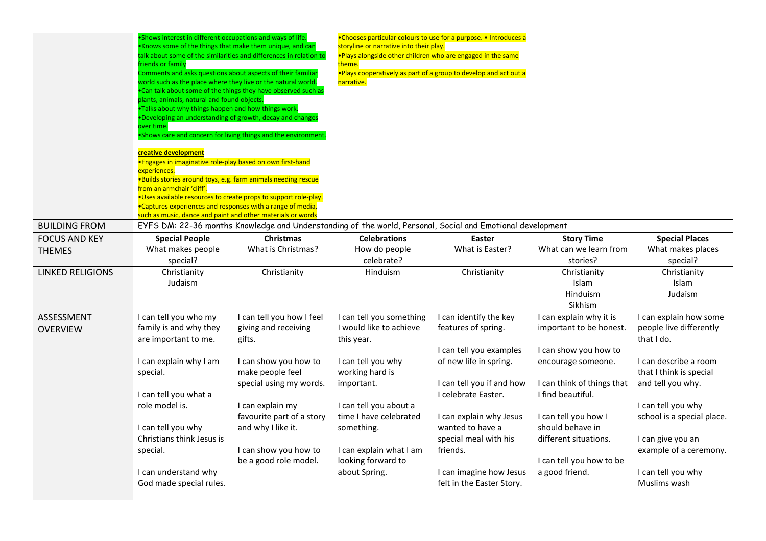| | | | | | | |
|---|---|---|---|---|---|---|
| | •Shows interest in different occupations and ways of life. •Knows some of the things that make them unique, and can talk about some of the similarities and differences in relation to friends or family Comments and asks questions about aspects of their familiar world such as the place where they live or the natural world. •Can talk about some of the things they have observed such as plants, animals, natural and found objects. •Talks about why things happen and how things work. •Developing an understanding of growth, decay and changes over time. •Shows care and concern for living things and the environment.<br><br>**creative development**<br>•Engages in imaginative role-play based on own first-hand experiences. •Builds stories around toys, e.g. farm animals needing rescue from an armchair 'cliff'. •Uses available resources to create props to support role-play. •Captures experiences and responses with a range of media, such as music, dance and paint and other materials or words | | •Chooses particular colours to use for a purpose. • Introduces a storyline or narrative into their play. •Plays alongside other children who are engaged in the same theme. •Plays cooperatively as part of a group to develop and act out a narrative. | | | |
| BUILDING FROM | EYFS DM: 22-36 months Knowledge and Understanding of the world, Personal, Social and Emotional development | | | | | |
| FOCUS AND KEY THEMES | **Special People**<br>What makes people special? | **Christmas**<br>What is Christmas? | **Celebrations**<br>How do people celebrate? | **Easter**<br>What is Easter? | **Story Time**<br>What can we learn from stories? | **Special Places**<br>What makes places special? |
| LINKED RELIGIONS | Christianity<br>Judaism | Christianity | Hinduism | Christianity | Christianity<br>Islam<br>Hinduism<br>Sikhism | Christianity<br>Islam<br>Judaism |
| ASSESSMENT OVERVIEW | I can tell you who my family is and why they are important to me.<br><br>I can explain why I am special.<br><br>I can tell you what a role model is.<br><br>I can tell you why Christians think Jesus is special.<br><br>I can understand why God made special rules. | I can tell you how I feel giving and receiving gifts.<br><br>I can show you how to make people feel special using my words.<br><br>I can explain my favourite part of a story and why I like it.<br><br>I can show you how to be a good role model. | I can tell you something I would like to achieve this year.<br><br>I can tell you why working hard is important.<br><br>I can tell you about a time I have celebrated something.<br><br>I can explain what I am looking forward to about Spring. | I can identify the key features of spring.<br><br>I can tell you examples of new life in spring.<br><br>I can tell you if and how I celebrate Easter.<br><br>I can explain why Jesus wanted to have a special meal with his friends.<br><br>I can imagine how Jesus felt in the Easter Story. | I can explain why it is important to be honest.<br><br>I can show you how to encourage someone.<br><br>I can think of things that I find beautiful.<br><br>I can tell you how I should behave in different situations.<br><br>I can tell you how to be a good friend. | I can explain how some people live differently that I do.<br><br>I can describe a room that I think is special and tell you why.<br><br>I can tell you why school is a special place.<br><br>I can give you an example of a ceremony.<br><br>I can tell you why Muslims wash |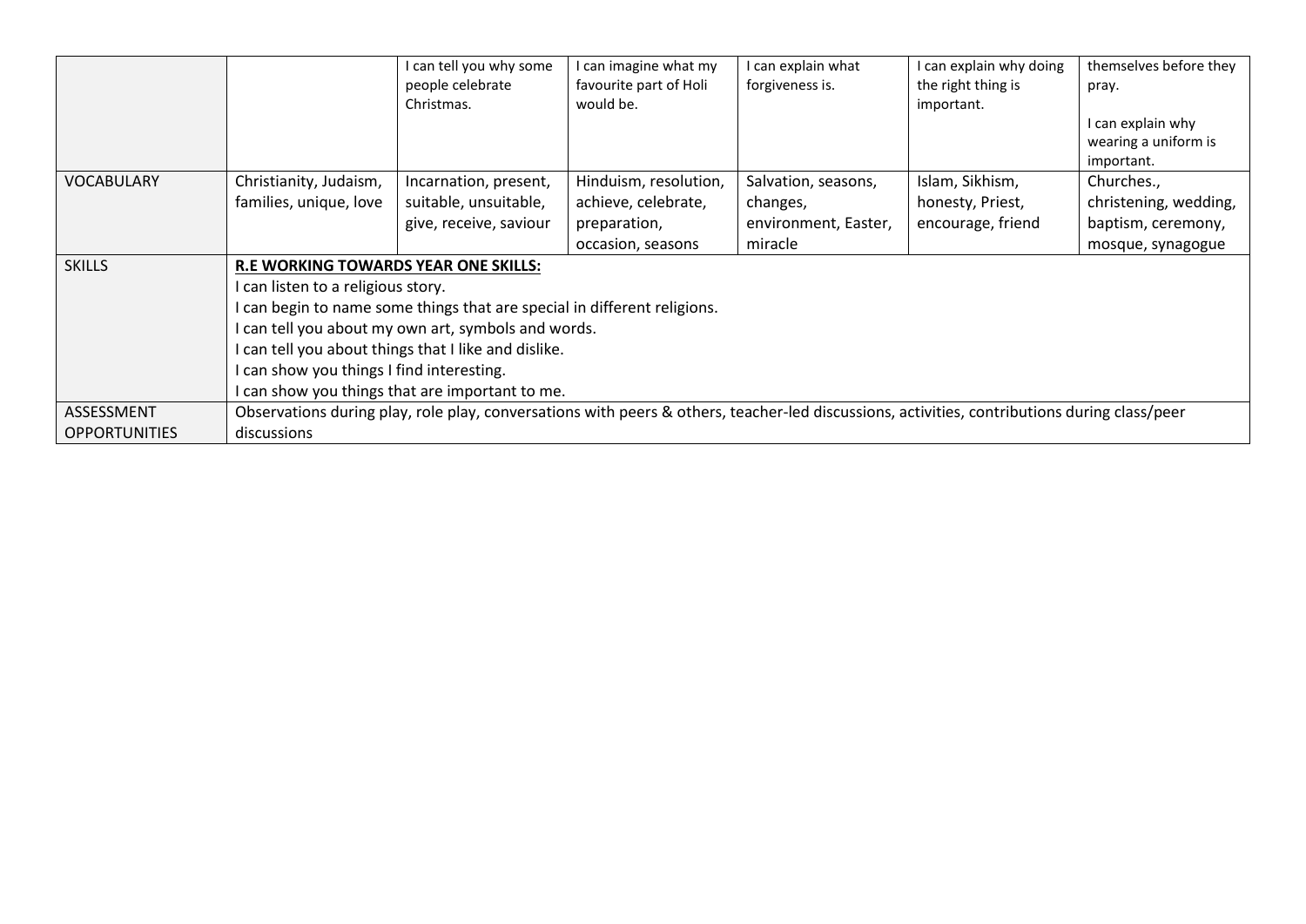| | | | | | | |
|---|---|---|---|---|---|---|
| | | I can tell you why some people celebrate Christmas. | I can imagine what my favourite part of Holi would be. | I can explain what forgiveness is. | I can explain why doing the right thing is important. | themselves before they pray.<br><br>I can explain why wearing a uniform is important. |
| VOCABULARY | Christianity, Judaism, families, unique, love | Incarnation, present, suitable, unsuitable, give, receive, saviour | Hinduism, resolution, achieve, celebrate, preparation, occasion, seasons | Salvation, seasons, changes, environment, Easter, miracle | Islam, Sikhism, honesty, Priest, encourage, friend | Churches., christening, wedding, baptism, ceremony, mosque, synagogue |
| SKILLS | **R.E WORKING TOWARDS YEAR ONE SKILLS:**<br>I can listen to a religious story.<br>I can begin to name some things that are special in different religions.<br>I can tell you about my own art, symbols and words.<br>I can tell you about things that I like and dislike.<br>I can show you things I find interesting.<br>I can show you things that are important to me. | | | | | |
| ASSESSMENT OPPORTUNITIES | Observations during play, role play, conversations with peers & others, teacher-led discussions, activities, contributions during class/peer discussions | | | | | |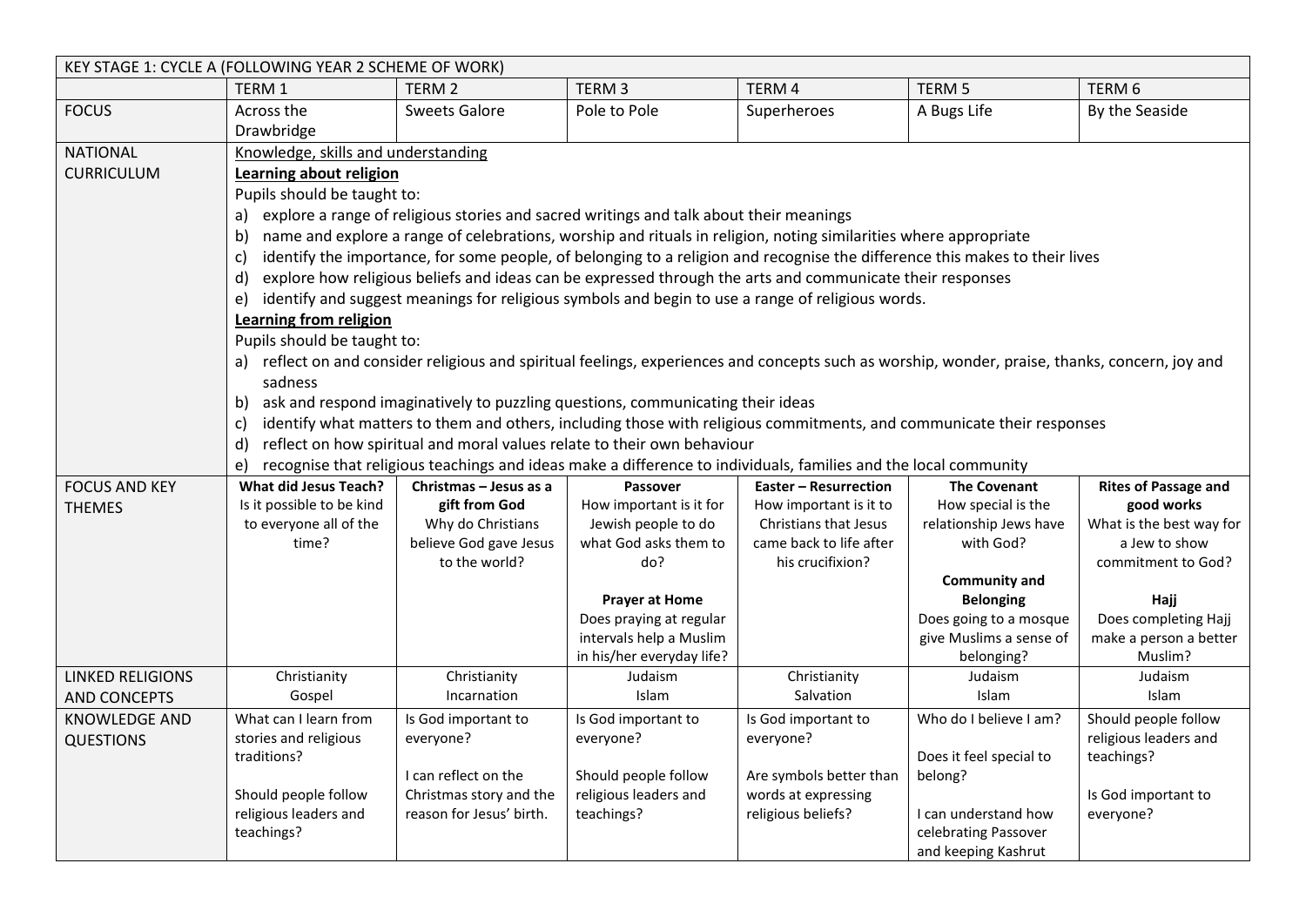| KEY STAGE 1: CYCLE A (FOLLOWING YEAR 2 SCHEME OF WORK) | | | | | | |
|---|---|---|---|---|---|---|
| | TERM 1 | TERM 2 | TERM 3 | TERM 4 | TERM 5 | TERM 6 |
| FOCUS | Across the Drawbridge | Sweets Galore | Pole to Pole | Superheroes | A Bugs Life | By the Seaside |
| NATIONAL CURRICULUM | Knowledge, skills and understanding<br>**Learning about religion**<br>Pupils should be taught to:<br>a) explore a range of religious stories and sacred writings and talk about their meanings<br>b) name and explore a range of celebrations, worship and rituals in religion, noting similarities where appropriate<br>c) identify the importance, for some people, of belonging to a religion and recognise the difference this makes to their lives<br>d) explore how religious beliefs and ideas can be expressed through the arts and communicate their responses<br>e) identify and suggest meanings for religious symbols and begin to use a range of religious words.<br>**Learning from religion**<br>Pupils should be taught to:<br>a) reflect on and consider religious and spiritual feelings, experiences and concepts such as worship, wonder, praise, thanks, concern, joy and sadness<br>b) ask and respond imaginatively to puzzling questions, communicating their ideas<br>c) identify what matters to them and others, including those with religious commitments, and communicate their responses<br>d) reflect on how spiritual and moral values relate to their own behaviour<br>e) recognise that religious teachings and ideas make a difference to individuals, families and the local community | | | | | |
| FOCUS AND KEY THEMES | **What did Jesus Teach?**<br>Is it possible to be kind to everyone all of the time? | **Christmas – Jesus as a gift from God**<br>Why do Christians believe God gave Jesus to the world? | **Passover**<br>How important is it for Jewish people to do what God asks them to do?<br><br>**Prayer at Home**<br>Does praying at regular intervals help a Muslim in his/her everyday life? | **Easter – Resurrection**<br>How important is it to Christians that Jesus came back to life after his crucifixion? | **The Covenant**<br>How special is the relationship Jews have with God?<br><br>**Community and Belonging**<br>Does going to a mosque give Muslims a sense of belonging? | **Rites of Passage and good works**<br>What is the best way for a Jew to show commitment to God?<br><br>**Hajj**<br>Does completing Hajj make a person a better Muslim? |
| LINKED RELIGIONS AND CONCEPTS | Christianity<br>Gospel | Christianity<br>Incarnation | Judaism<br>Islam | Christianity<br>Salvation | Judaism<br>Islam | Judaism<br>Islam |
| KNOWLEDGE AND QUESTIONS | What can I learn from stories and religious traditions?<br><br>Should people follow religious leaders and teachings? | Is God important to everyone?<br><br>I can reflect on the Christmas story and the reason for Jesus' birth. | Is God important to everyone?<br><br>Should people follow religious leaders and teachings? | Is God important to everyone?<br><br>Are symbols better than words at expressing religious beliefs? | Who do I believe I am?<br><br>Does it feel special to belong?<br><br>I can understand how celebrating Passover and keeping Kashrut | Should people follow religious leaders and teachings?<br><br>Is God important to everyone? |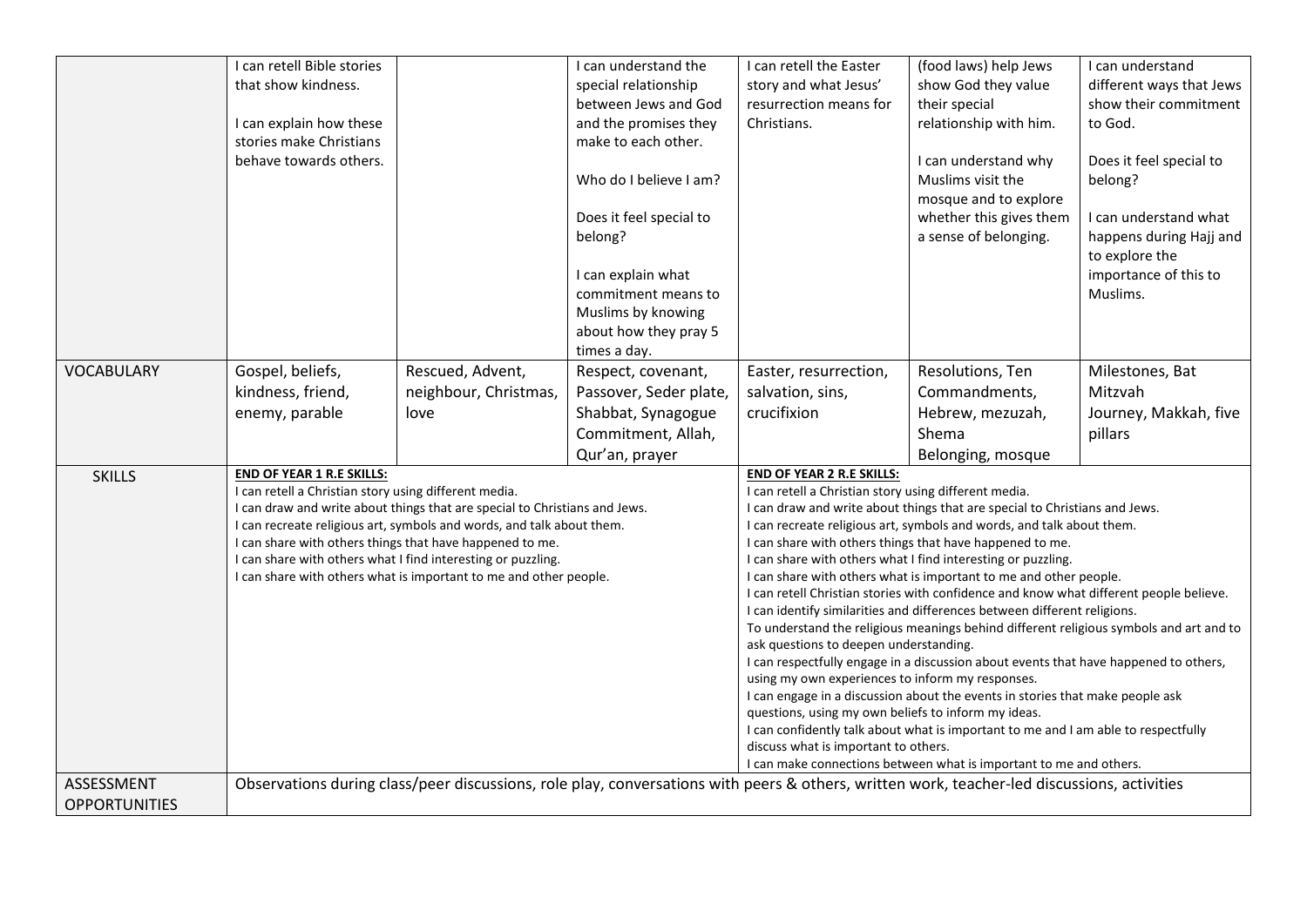| | | | | | | |
|---|---|---|---|---|---|---|
| | I can retell Bible stories that show kindness.<br><br>I can explain how these stories make Christians behave towards others. | | I can understand the special relationship between Jews and God and the promises they make to each other.<br><br>Who do I believe I am?<br><br>Does it feel special to belong?<br><br>I can explain what commitment means to Muslims by knowing about how they pray 5 times a day. | I can retell the Easter story and what Jesus' resurrection means for Christians. | (food laws) help Jews show God they value their special relationship with him.<br><br>I can understand why Muslims visit the mosque and to explore whether this gives them a sense of belonging. | I can understand different ways that Jews show their commitment to God.<br><br>Does it feel special to belong?<br><br>I can understand what happens during Hajj and to explore the importance of this to Muslims. |
| VOCABULARY | Gospel, beliefs, kindness, friend, enemy, parable | Rescued, Advent, neighbour, Christmas, love | Respect, covenant, Passover, Seder plate, Shabbat, Synagogue Commitment, Allah, Qur'an, prayer | Easter, resurrection, salvation, sins, crucifixion | Resolutions, Ten Commandments, Hebrew, mezuzah, Shema Belonging, mosque | Milestones, Bat Mitzvah Journey, Makkah, five pillars |
| SKILLS | **END OF YEAR 1 R.E SKILLS:**<br>I can retell a Christian story using different media.<br>I can draw and write about things that are special to Christians and Jews.<br>I can recreate religious art, symbols and words, and talk about them.<br>I can share with others things that have happened to me.<br>I can share with others what I find interesting or puzzling.<br>I can share with others what is important to me and other people. | | | **END OF YEAR 2 R.E SKILLS:**<br>I can retell a Christian story using different media.<br>I can draw and write about things that are special to Christians and Jews.<br>I can recreate religious art, symbols and words, and talk about them.<br>I can share with others things that have happened to me.<br>I can share with others what I find interesting or puzzling.<br>I can share with others what is important to me and other people.<br>I can retell Christian stories with confidence and know what different people believe.<br>I can identify similarities and differences between different religions.<br>To understand the religious meanings behind different religious symbols and art and to ask questions to deepen understanding.<br>I can respectfully engage in a discussion about events that have happened to others, using my own experiences to inform my responses.<br>I can engage in a discussion about the events in stories that make people ask questions, using my own beliefs to inform my ideas.<br>I can confidently talk about what is important to me and I am able to respectfully discuss what is important to others.<br>I can make connections between what is important to me and others. | | |
| ASSESSMENT OPPORTUNITIES | Observations during class/peer discussions, role play, conversations with peers & others, written work, teacher-led discussions, activities | | | | | |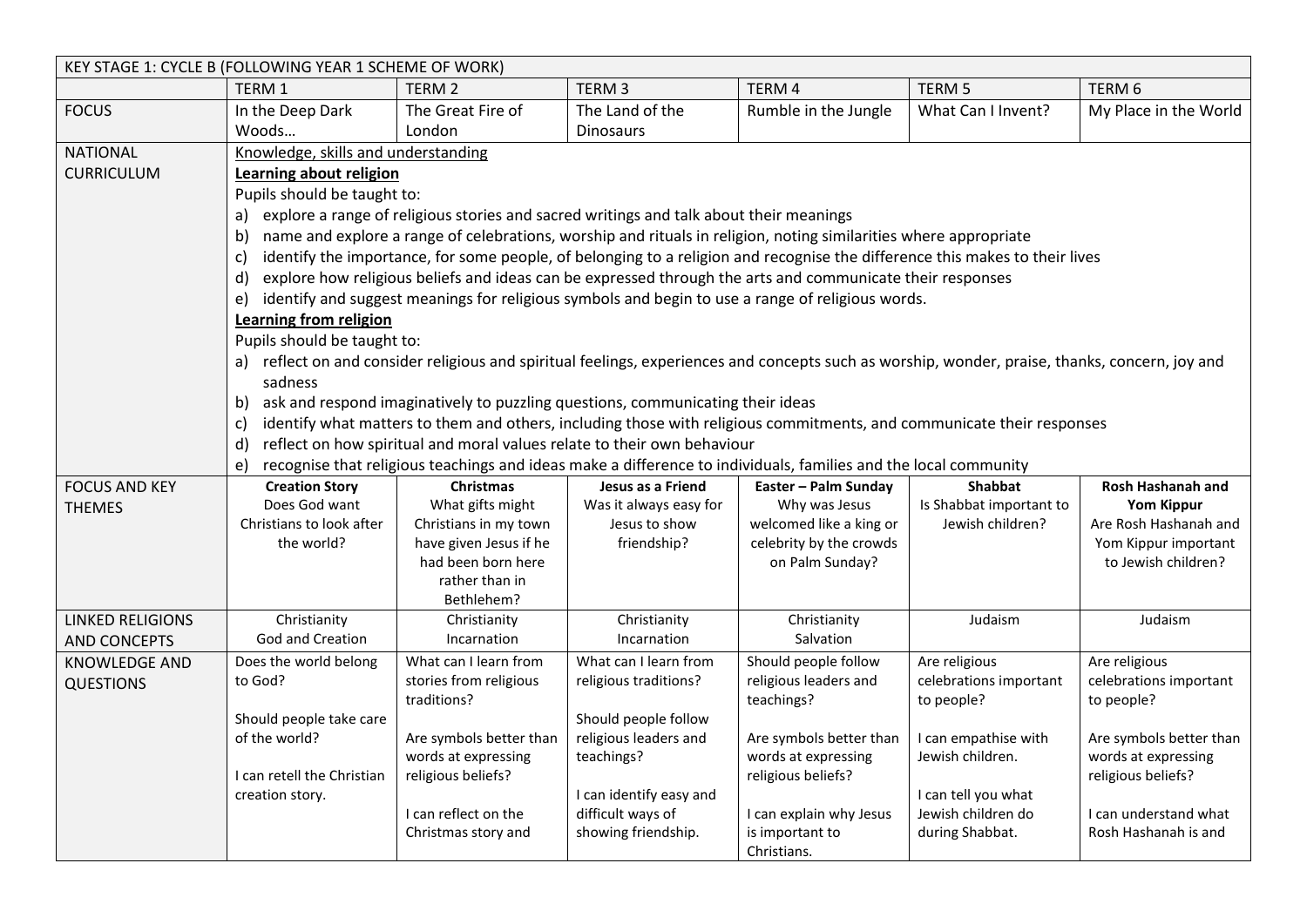| KEY STAGE 1: CYCLE B (FOLLOWING YEAR 1 SCHEME OF WORK) | | | | | | |
|---|---|---|---|---|---|---|
| | TERM 1 | TERM 2 | TERM 3 | TERM 4 | TERM 5 | TERM 6 |
| FOCUS | In the Deep Dark Woods… | The Great Fire of London | The Land of the Dinosaurs | Rumble in the Jungle | What Can I Invent? | My Place in the World |
| NATIONAL CURRICULUM | Knowledge, skills and understanding<br>**Learning about religion**<br>Pupils should be taught to:<br>a) explore a range of religious stories and sacred writings and talk about their meanings<br>b) name and explore a range of celebrations, worship and rituals in religion, noting similarities where appropriate<br>c) identify the importance, for some people, of belonging to a religion and recognise the difference this makes to their lives<br>d) explore how religious beliefs and ideas can be expressed through the arts and communicate their responses<br>e) identify and suggest meanings for religious symbols and begin to use a range of religious words.<br>**Learning from religion**<br>Pupils should be taught to:<br>a) reflect on and consider religious and spiritual feelings, experiences and concepts such as worship, wonder, praise, thanks, concern, joy and sadness<br>b) ask and respond imaginatively to puzzling questions, communicating their ideas<br>c) identify what matters to them and others, including those with religious commitments, and communicate their responses<br>d) reflect on how spiritual and moral values relate to their own behaviour<br>e) recognise that religious teachings and ideas make a difference to individuals, families and the local community | | | | | |
| FOCUS AND KEY THEMES | **Creation Story**<br>Does God want Christians to look after the world? | **Christmas**<br>What gifts might Christians in my town have given Jesus if he had been born here rather than in Bethlehem? | **Jesus as a Friend**<br>Was it always easy for Jesus to show friendship? | **Easter – Palm Sunday**<br>Why was Jesus welcomed like a king or celebrity by the crowds on Palm Sunday? | **Shabbat**<br>Is Shabbat important to Jewish children? | **Rosh Hashanah and Yom Kippur**<br>Are Rosh Hashanah and Yom Kippur important to Jewish children? |
| LINKED RELIGIONS AND CONCEPTS | Christianity<br>God and Creation | Christianity<br>Incarnation | Christianity<br>Incarnation | Christianity<br>Salvation | Judaism | Judaism |
| KNOWLEDGE AND QUESTIONS | Does the world belong to God?<br><br>Should people take care of the world?<br><br>I can retell the Christian creation story. | What can I learn from stories from religious traditions?<br><br>Are symbols better than words at expressing religious beliefs?<br><br>I can reflect on the Christmas story and | What can I learn from religious traditions?<br><br>Should people follow religious leaders and teachings?<br><br>I can identify easy and difficult ways of showing friendship. | Should people follow religious leaders and teachings?<br><br>Are symbols better than words at expressing religious beliefs?<br><br>I can explain why Jesus is important to Christians. | Are religious celebrations important to people?<br><br>I can empathise with Jewish children.<br><br>I can tell you what Jewish children do during Shabbat. | Are religious celebrations important to people?<br><br>Are symbols better than words at expressing religious beliefs?<br><br>I can understand what Rosh Hashanah is and |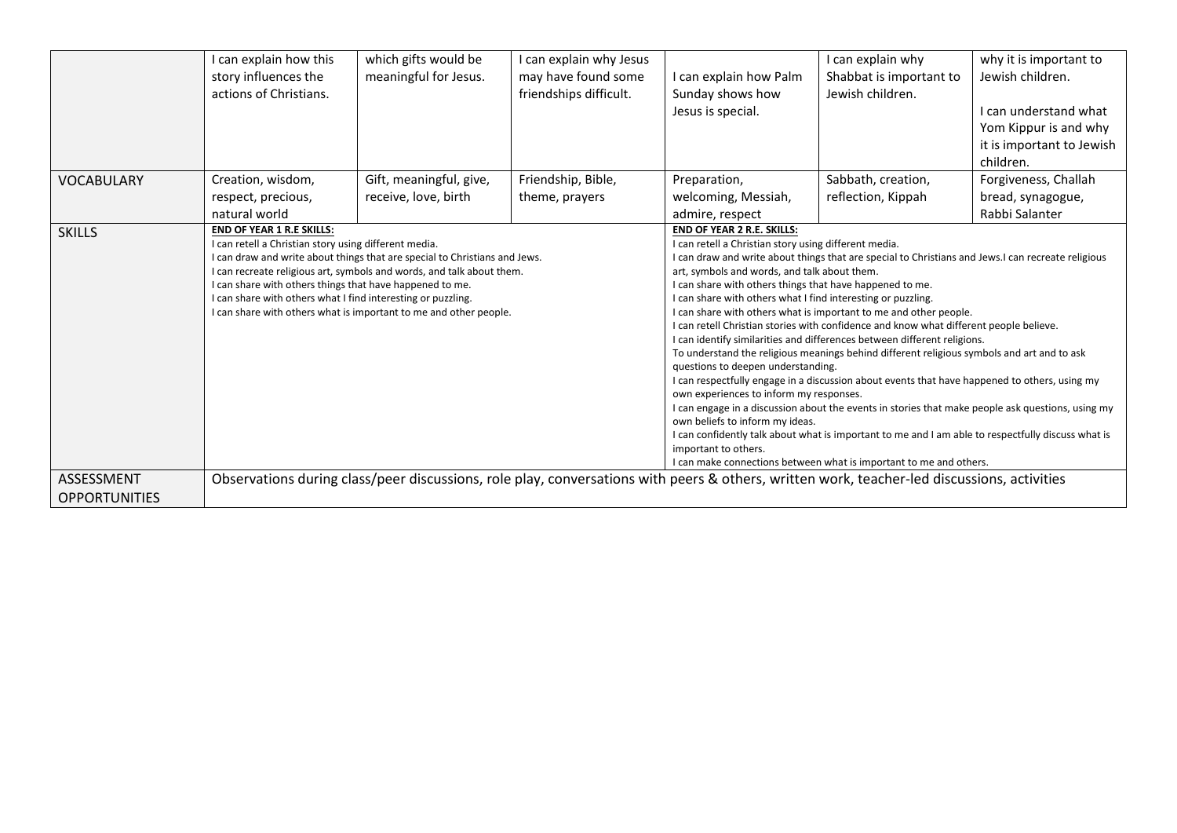| | | | | | | |
|---|---|---|---|---|---|---|
| | I can explain how this story influences the actions of Christians. | which gifts would be meaningful for Jesus. | I can explain why Jesus may have found some friendships difficult. | I can explain how Palm Sunday shows how Jesus is special. | I can explain why Shabbat is important to Jewish children. | why it is important to Jewish children.<br><br>I can understand what Yom Kippur is and why it is important to Jewish children. |
| VOCABULARY | Creation, wisdom, respect, precious, natural world | Gift, meaningful, give, receive, love, birth | Friendship, Bible, theme, prayers | Preparation, welcoming, Messiah, admire, respect | Sabbath, creation, reflection, Kippah | Forgiveness, Challah bread, synagogue, Rabbi Salanter |
| SKILLS | **END OF YEAR 1 R.E SKILLS:**<br>I can retell a Christian story using different media.<br>I can draw and write about things that are special to Christians and Jews.<br>I can recreate religious art, symbols and words, and talk about them.<br>I can share with others things that have happened to me.<br>I can share with others what I find interesting or puzzling.<br>I can share with others what is important to me and other people. | | | **END OF YEAR 2 R.E. SKILLS:**<br>I can retell a Christian story using different media.<br>I can draw and write about things that are special to Christians and Jews.I can recreate religious art, symbols and words, and talk about them.<br>I can share with others things that have happened to me.<br>I can share with others what I find interesting or puzzling.<br>I can share with others what is important to me and other people.<br>I can retell Christian stories with confidence and know what different people believe.<br>I can identify similarities and differences between different religions.<br>To understand the religious meanings behind different religious symbols and art and to ask questions to deepen understanding.<br>I can respectfully engage in a discussion about events that have happened to others, using my own experiences to inform my responses.<br>I can engage in a discussion about the events in stories that make people ask questions, using my own beliefs to inform my ideas.<br>I can confidently talk about what is important to me and I am able to respectfully discuss what is important to others.<br>I can make connections between what is important to me and others. | | |
| ASSESSMENT OPPORTUNITIES | Observations during class/peer discussions, role play, conversations with peers & others, written work, teacher-led discussions, activities | | | | | |